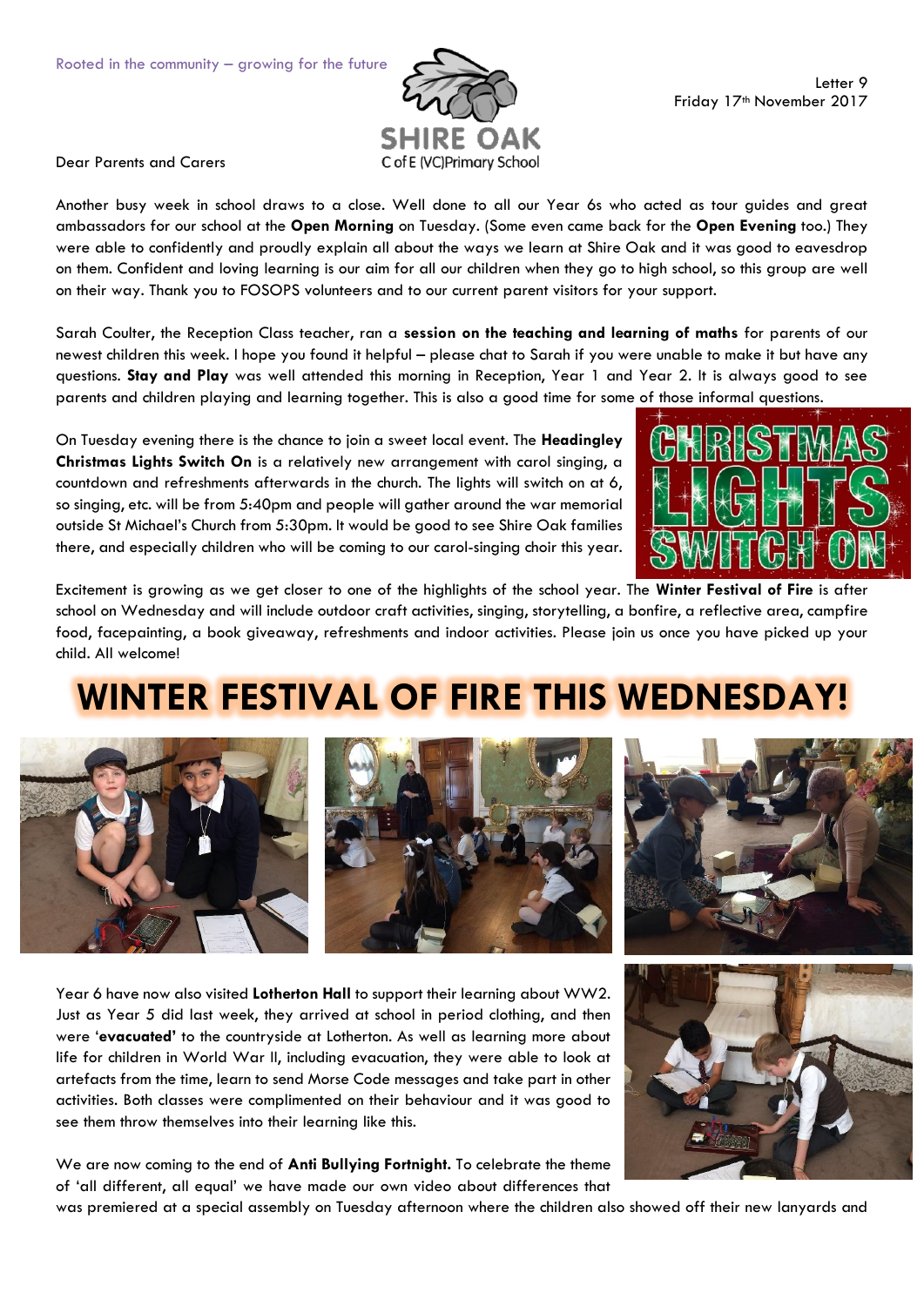Rooted in the community – growing for the future

SHIRE OAK
C of E (VC) Primary School

Letter 9
Friday 17th November 2017

Dear Parents and Carers

Another busy week in school draws to a close. Well done to all our Year 6s who acted as tour guides and great ambassadors for our school at the **Open Morning** on Tuesday. (Some even came back for the **Open Evening** too.) They were able to confidently and proudly explain all about the ways we learn at Shire Oak and it was good to eavesdrop on them. Confident and loving learning is our aim for all our children when they go to high school, so this group are well on their way. Thank you to FOSOPS volunteers and to our current parent visitors for your support.

Sarah Coulter, the Reception Class teacher, ran a **session on the teaching and learning of maths** for parents of our newest children this week. I hope you found it helpful – please chat to Sarah if you were unable to make it but have any questions. **Stay and Play** was well attended this morning in Reception, Year 1 and Year 2. It is always good to see parents and children playing and learning together. This is also a good time for some of those informal questions.

On Tuesday evening there is the chance to join a sweet local event. The **Headingley Christmas Lights Switch On** is a relatively new arrangement with carol singing, a countdown and refreshments afterwards in the church. The lights will switch on at 6, so singing, etc. will be from 5:40pm and people will gather around the war memorial outside St Michael's Church from 5:30pm. It would be good to see Shire Oak families there, and especially children who will be coming to our carol-singing choir this year.

Excitement is growing as we get closer to one of the highlights of the school year. The **Winter Festival of Fire** is after school on Wednesday and will include outdoor craft activities, singing, storytelling, a bonfire, a reflective area, campfire food, facepainting, a book giveaway, refreshments and indoor activities. Please join us once you have picked up your child. All welcome!

# WINTER FESTIVAL OF FIRE THIS WEDNESDAY!

Year 6 have now also visited **Lotherton Hall** to support their learning about WW2. Just as Year 5 did last week, they arrived at school in period clothing, and then were '**evacuated'** to the countryside at Lotherton. As well as learning more about life for children in World War II, including evacuation, they were able to look at artefacts from the time, learn to send Morse Code messages and take part in other activities. Both classes were complimented on their behaviour and it was good to see them throw themselves into their learning like this.

We are now coming to the end of **Anti Bullying Fortnight.** To celebrate the theme of 'all different, all equal' we have made our own video about differences that was premiered at a special assembly on Tuesday afternoon where the children also showed off their new lanyards and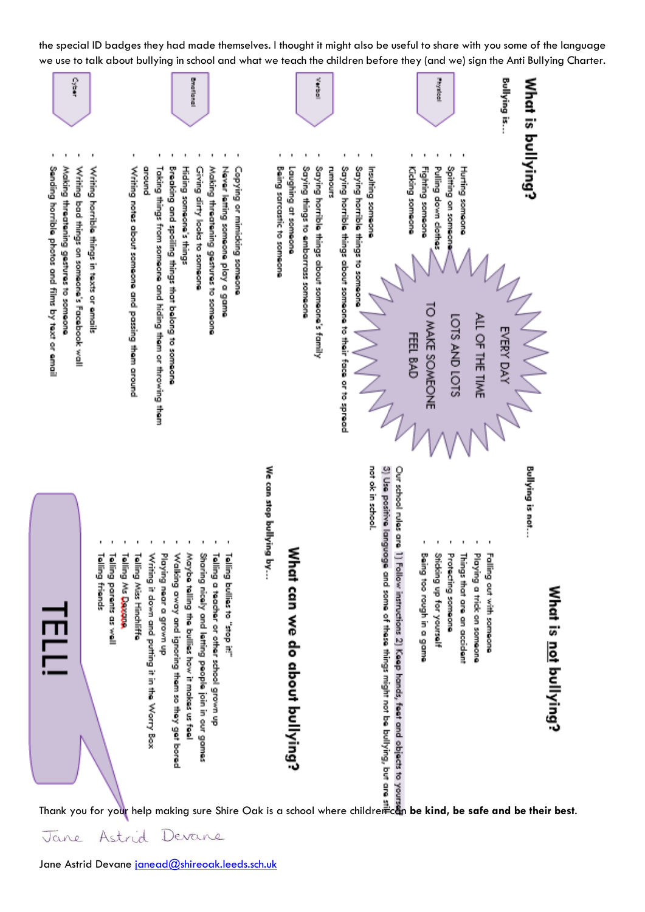the special ID badges they had made themselves. I thought it might also be useful to share with you some of the language we use to talk about bullying in school and what we teach the children before they (and we) sign the Anti Bullying Charter.

## What is bullying?

Bullying is…

EVERY DAY
ALL OF THE TIME
LOTS AND LOTS
TO MAKE SOMEONE FEEL BAD

**Physical**

- Hurting someone
- Spitting on someone
- Pulling down clothes
- Fighting someone
- Kicking someone

**Verbal**

- Insulting someone
- Saying horrible things to someone
- Saying horrible things about someone to their face or to spread rumours
- Saying horrible things about someone's family
- Saying things to embarrass someone
- Laughing at someone
- Being sarcastic to someone

**Emotional**

- Copying or mimicking someone
- Never letting someone play a game
- Making threatening gestures to someone
- Giving dirty looks to someone
- Hiding someone's things
- Breaking and spoiling things that belong to someone
- Taking things from someone and hiding them or throwing them around
- Writing notes about someone and passing them around

**Cyber**

- Writing horrible things in texts or emails
- Writing bad things on someone's Facebook wall
- Making threatening gestures to someone
- Sending horrible photos and films by text or email

## What is not bullying?

Bullying is not…

- Falling out with someone
- Playing a trick on someone
- Things that are an accident
- Protecting someone
- Sticking up for yourself
- Being too rough in a game

Our school rules are 1) Follow instructions 2) Keep hands, feet and objects to yourself 3) Use positive language and some of these things might not be bullying, but are still not ok in school.

## What can we do about bullying?

We can stop bullying by…

- Telling bullies to "stop it!"
- Telling a teacher or other school grown up
- Sharing nicely and letting people join in our games
- Maybe telling the bullies how it makes us feel
- Walking away and ignoring them so they get bored
- Playing near a grown up
- Writing it down and putting it in the Worry Box
- Telling Miss Hinchliffe
- Telling Ms Devane
- Telling parents as well
- Telling friends

**TELL!**

Thank you for your help making sure Shire Oak is a school where children can **be kind, be safe and be their best**.

Jane Astrid Devane

Jane Astrid Devane janead@shireoak.leeds.sch.uk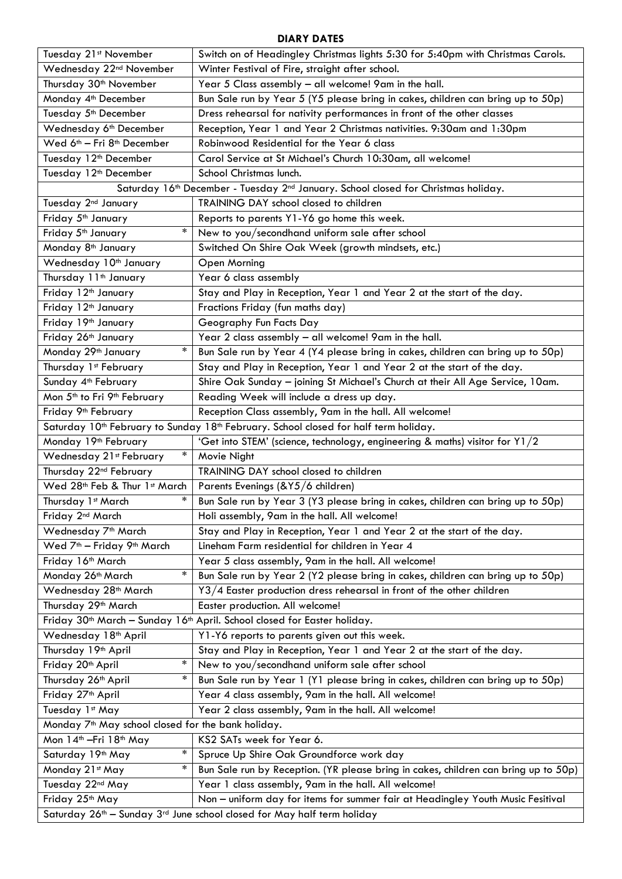**DIARY DATES**

| | |
|---|---|
| Tuesday 21st November | Switch on of Headingley Christmas lights 5:30 for 5:40pm with Christmas Carols. |
| Wednesday 22nd November | Winter Festival of Fire, straight after school. |
| Thursday 30th November | Year 5 Class assembly – all welcome! 9am in the hall. |
| Monday 4th December | Bun Sale run by Year 5 (Y5 please bring in cakes, children can bring up to 50p) |
| Tuesday 5th December | Dress rehearsal for nativity performances in front of the other classes |
| Wednesday 6th December | Reception, Year 1 and Year 2 Christmas nativities. 9:30am and 1:30pm |
| Wed 6th – Fri 8th December | Robinwood Residential for the Year 6 class |
| Tuesday 12th December | Carol Service at St Michael's Church 10:30am, all welcome! |
| Tuesday 12th December | School Christmas lunch. |
| Saturday 16th December - Tuesday 2nd January. School closed for Christmas holiday. | |
| Tuesday 2nd January | TRAINING DAY school closed to children |
| Friday 5th January | Reports to parents Y1-Y6 go home this week. |
| Friday 5th January * | New to you/secondhand uniform sale after school |
| Monday 8th January | Switched On Shire Oak Week (growth mindsets, etc.) |
| Wednesday 10th January | Open Morning |
| Thursday 11th January | Year 6 class assembly |
| Friday 12th January | Stay and Play in Reception, Year 1 and Year 2 at the start of the day. |
| Friday 12th January | Fractions Friday (fun maths day) |
| Friday 19th January | Geography Fun Facts Day |
| Friday 26th January | Year 2 class assembly – all welcome! 9am in the hall. |
| Monday 29th January * | Bun Sale run by Year 4 (Y4 please bring in cakes, children can bring up to 50p) |
| Thursday 1st February | Stay and Play in Reception, Year 1 and Year 2 at the start of the day. |
| Sunday 4th February | Shire Oak Sunday – joining St Michael's Church at their All Age Service, 10am. |
| Mon 5th to Fri 9th February | Reading Week will include a dress up day. |
| Friday 9th February | Reception Class assembly, 9am in the hall. All welcome! |
| Saturday 10th February to Sunday 18th February. School closed for half term holiday. | |
| Monday 19th February | 'Get into STEM' (science, technology, engineering & maths) visitor for Y1/2 |
| Wednesday 21st February * | Movie Night |
| Thursday 22nd February | TRAINING DAY school closed to children |
| Wed 28th Feb & Thur 1st March | Parents Evenings (&Y5/6 children) |
| Thursday 1st March * | Bun Sale run by Year 3 (Y3 please bring in cakes, children can bring up to 50p) |
| Friday 2nd March | Holi assembly, 9am in the hall. All welcome! |
| Wednesday 7th March | Stay and Play in Reception, Year 1 and Year 2 at the start of the day. |
| Wed 7th – Friday 9th March | Lineham Farm residential for children in Year 4 |
| Friday 16th March | Year 5 class assembly, 9am in the hall. All welcome! |
| Monday 26th March * | Bun Sale run by Year 2 (Y2 please bring in cakes, children can bring up to 50p) |
| Wednesday 28th March | Y3/4 Easter production dress rehearsal in front of the other children |
| Thursday 29th March | Easter production. All welcome! |
| Friday 30th March – Sunday 16th April. School closed for Easter holiday. | |
| Wednesday 18th April | Y1-Y6 reports to parents given out this week. |
| Thursday 19th April | Stay and Play in Reception, Year 1 and Year 2 at the start of the day. |
| Friday 20th April * | New to you/secondhand uniform sale after school |
| Thursday 26th April * | Bun Sale run by Year 1 (Y1 please bring in cakes, children can bring up to 50p) |
| Friday 27th April | Year 4 class assembly, 9am in the hall. All welcome! |
| Tuesday 1st May | Year 2 class assembly, 9am in the hall. All welcome! |
| Monday 7th May school closed for the bank holiday. | |
| Mon 14th –Fri 18th May | KS2 SATs week for Year 6. |
| Saturday 19th May * | Spruce Up Shire Oak Groundforce work day |
| Monday 21st May * | Bun Sale run by Reception. (YR please bring in cakes, children can bring up to 50p) |
| Tuesday 22nd May | Year 1 class assembly, 9am in the hall. All welcome! |
| Friday 25th May | Non – uniform day for items for summer fair at Headingley Youth Music Fesitival |
| Saturday 26th – Sunday 3rd June school closed for May half term holiday | |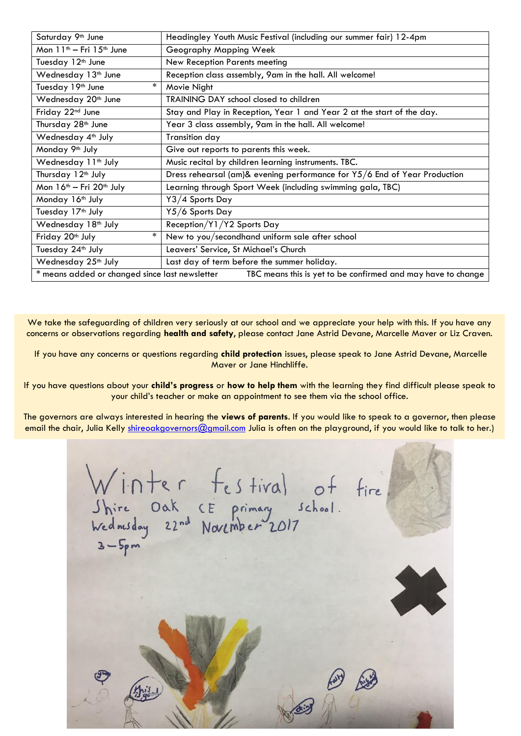| | |
|---|---|
| Saturday 9th June | Headingley Youth Music Festival (including our summer fair) 12-4pm |
| Mon 11th – Fri 15th June | Geography Mapping Week |
| Tuesday 12th June | New Reception Parents meeting |
| Wednesday 13th June | Reception class assembly, 9am in the hall. All welcome! |
| Tuesday 19th June * | Movie Night |
| Wednesday 20th June | TRAINING DAY school closed to children |
| Friday 22nd June | Stay and Play in Reception, Year 1 and Year 2 at the start of the day. |
| Thursday 28th June | Year 3 class assembly, 9am in the hall. All welcome! |
| Wednesday 4th July | Transition day |
| Monday 9th July | Give out reports to parents this week. |
| Wednesday 11th July | Music recital by children learning instruments. TBC. |
| Thursday 12th July | Dress rehearsal (am)& evening performance for Y5/6 End of Year Production |
| Mon 16th – Fri 20th July | Learning through Sport Week (including swimming gala, TBC) |
| Monday 16th July | Y3/4 Sports Day |
| Tuesday 17th July | Y5/6 Sports Day |
| Wednesday 18th July | Reception/Y1/Y2 Sports Day |
| Friday 20th July * | New to you/secondhand uniform sale after school |
| Tuesday 24th July | Leavers' Service, St Michael's Church |
| Wednesday 25th July | Last day of term before the summer holiday. |
| * means added or changed since last newsletter | TBC means this is yet to be confirmed and may have to change |

We take the safeguarding of children very seriously at our school and we appreciate your help with this. If you have any concerns or observations regarding **health and safety**, please contact Jane Astrid Devane, Marcelle Maver or Liz Craven.

If you have any concerns or questions regarding **child protection** issues, please speak to Jane Astrid Devane, Marcelle Maver or Jane Hinchliffe.

If you have questions about your **child's progress** or **how to help them** with the learning they find difficult please speak to your child's teacher or make an appointment to see them via the school office.

The governors are always interested in hearing the **views of parents**. If you would like to speak to a governor, then please email the chair, Julia Kelly shireoakgovernors@gmail.com Julia is often on the playground, if you would like to talk to her.)

Winter festival of fire.
Shire Oak CE primary school.
Wednesday 22nd November 2017
3 – 5pm